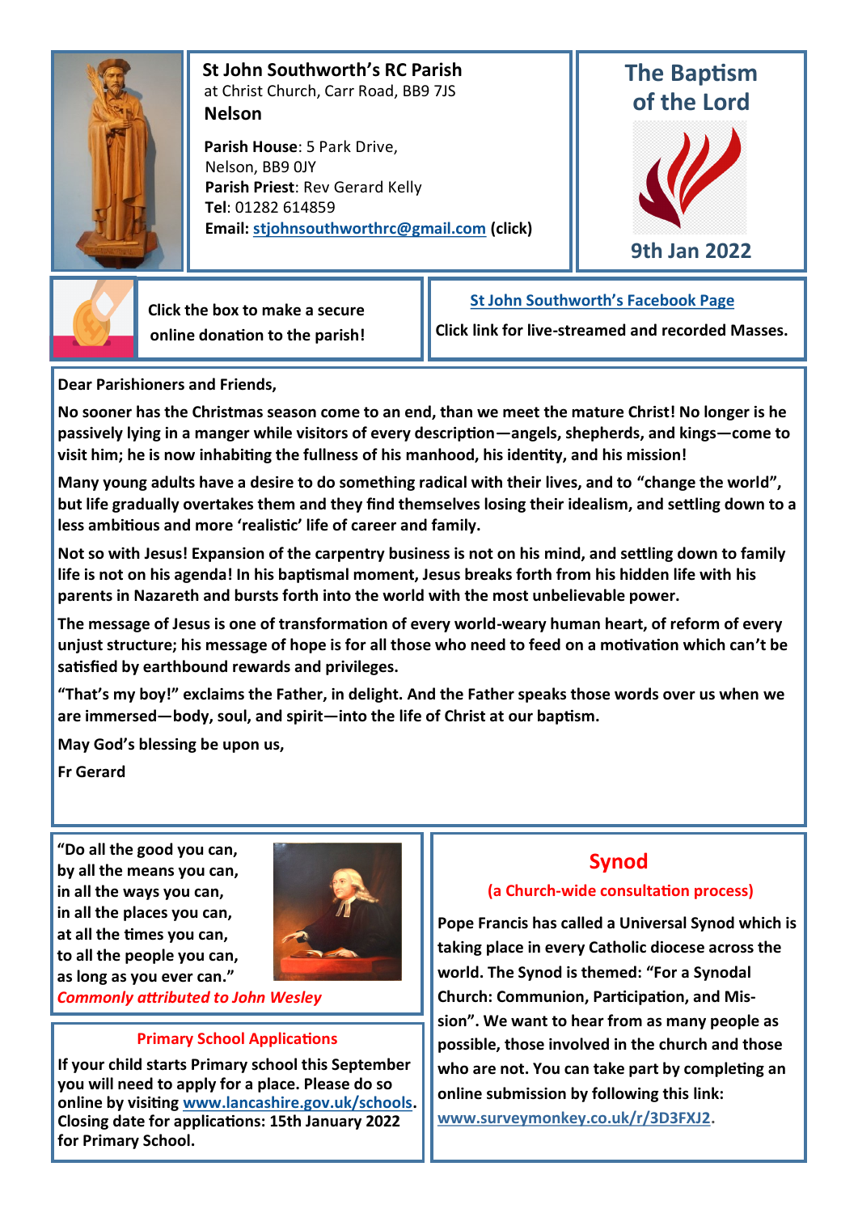## St John Southworth's RC Parish

at Christ Church, Carr Road, BB9 7JS

**Nelson**

**Parish House**: 5 Park Drive, Nelson, BB9 0JY
**Parish Priest**: Rev Gerard Kelly
**Tel**: 01282 614859
**Email: stjohnsouthworthrc@gmail.com (click)**

## The Baptism of the Lord

**9th Jan 2022**

**Click the box to make a secure online donation to the parish!**

**St John Southworth's Facebook Page**

**Click link for live-streamed and recorded Masses.**

**Dear Parishioners and Friends,**

**No sooner has the Christmas season come to an end, than we meet the mature Christ! No longer is he passively lying in a manger while visitors of every description—angels, shepherds, and kings—come to visit him; he is now inhabiting the fullness of his manhood, his identity, and his mission!**

**Many young adults have a desire to do something radical with their lives, and to "change the world", but life gradually overtakes them and they find themselves losing their idealism, and settling down to a less ambitious and more 'realistic' life of career and family.**

**Not so with Jesus! Expansion of the carpentry business is not on his mind, and settling down to family life is not on his agenda! In his baptismal moment, Jesus breaks forth from his hidden life with his parents in Nazareth and bursts forth into the world with the most unbelievable power.**

**The message of Jesus is one of transformation of every world-weary human heart, of reform of every unjust structure; his message of hope is for all those who need to feed on a motivation which can't be satisfied by earthbound rewards and privileges.**

**"That's my boy!" exclaims the Father, in delight. And the Father speaks those words over us when we are immersed—body, soul, and spirit—into the life of Christ at our baptism.**

**May God's blessing be upon us,**

**Fr Gerard**

**"Do all the good you can,**
**by all the means you can,**
**in all the ways you can,**
**in all the places you can,**
**at all the times you can,**
**to all the people you can,**
**as long as you ever can."**

***Commonly attributed to John Wesley***

### Primary School Applications

**If your child starts Primary school this September you will need to apply for a place. Please do so online by visiting www.lancashire.gov.uk/schools. Closing date for applications: 15th January 2022 for Primary School.**

## Synod

### (a Church-wide consultation process)

**Pope Francis has called a Universal Synod which is taking place in every Catholic diocese across the world. The Synod is themed: "For a Synodal Church: Communion, Participation, and Mission". We want to hear from as many people as possible, those involved in the church and those who are not. You can take part by completing an online submission by following this link: www.surveymonkey.co.uk/r/3D3FXJ2.**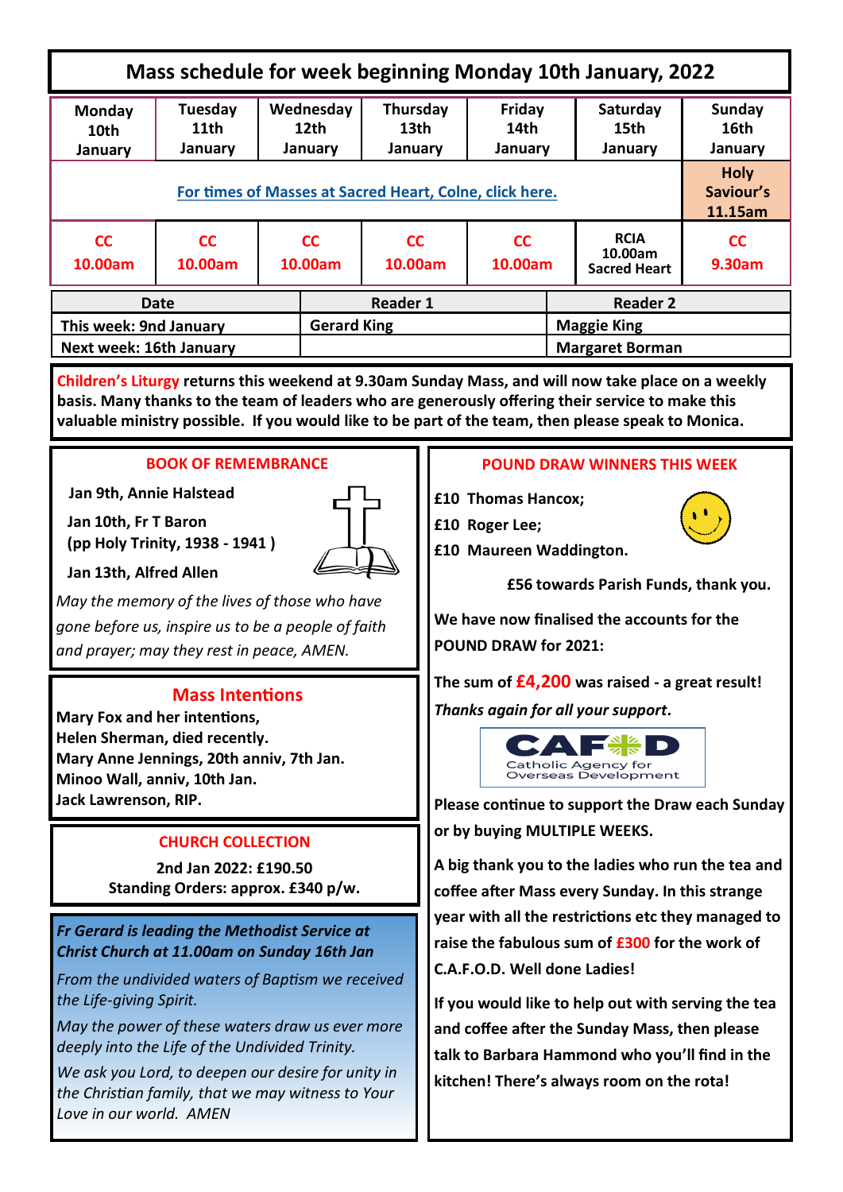## Mass schedule for week beginning Monday 10th January, 2022

| Monday 10th January | Tuesday 11th January | Wednesday 12th January | Thursday 13th January | Friday 14th January | Saturday 15th January | Sunday 16th January |
|---|---|---|---|---|---|---|
| For times of Masses at Sacred Heart, Colne, click here. | | | | | | Holy Saviour's 11.15am |
| CC 10.00am | CC 10.00am | CC 10.00am | CC 10.00am | CC 10.00am | RCIA 10.00am Sacred Heart | CC 9.30am |

| Date | Reader 1 | Reader 2 |
|---|---|---|
| This week: 9nd January | Gerard King | Maggie King |
| Next week: 16th January | | Margaret Borman |

**Children's Liturgy returns this weekend at 9.30am Sunday Mass, and will now take place on a weekly basis. Many thanks to the team of leaders who are generously offering their service to make this valuable ministry possible. If you would like to be part of the team, then please speak to Monica.**

### BOOK OF REMEMBRANCE

**Jan 9th, Annie Halstead**

**Jan 10th, Fr T Baron (pp Holy Trinity, 1938 - 1941 )**

**Jan 13th, Alfred Allen**

*May the memory of the lives of those who have gone before us, inspire us to be a people of faith and prayer; may they rest in peace, AMEN.*

### Mass Intentions

**Mary Fox and her intentions,**
**Helen Sherman, died recently.**
**Mary Anne Jennings, 20th anniv, 7th Jan.**
**Minoo Wall, anniv, 10th Jan.**
**Jack Lawrenson, RIP.**

### CHURCH COLLECTION

**2nd Jan 2022: £190.50**
**Standing Orders: approx. £340 p/w.**

***Fr Gerard is leading the Methodist Service at Christ Church at 11.00am on Sunday 16th Jan***

*From the undivided waters of Baptism we received the Life-giving Spirit.*

*May the power of these waters draw us ever more deeply into the Life of the Undivided Trinity.*

*We ask you Lord, to deepen our desire for unity in the Christian family, that we may witness to Your Love in our world. AMEN*

### POUND DRAW WINNERS THIS WEEK

**£10 Thomas Hancox;**
**£10 Roger Lee;**
**£10 Maureen Waddington.**

**£56 towards Parish Funds, thank you.**

**We have now finalised the accounts for the POUND DRAW for 2021:**

**The sum of £4,200 was raised - a great result!**

***Thanks again for all your support*.**

CAFOD Catholic Agency for Overseas Development

**Please continue to support the Draw each Sunday or by buying MULTIPLE WEEKS.**

**A big thank you to the ladies who run the tea and coffee after Mass every Sunday. In this strange year with all the restrictions etc they managed to raise the fabulous sum of £300 for the work of C.A.F.O.D. Well done Ladies!**

**If you would like to help out with serving the tea and coffee after the Sunday Mass, then please talk to Barbara Hammond who you'll find in the kitchen! There's always room on the rota!**